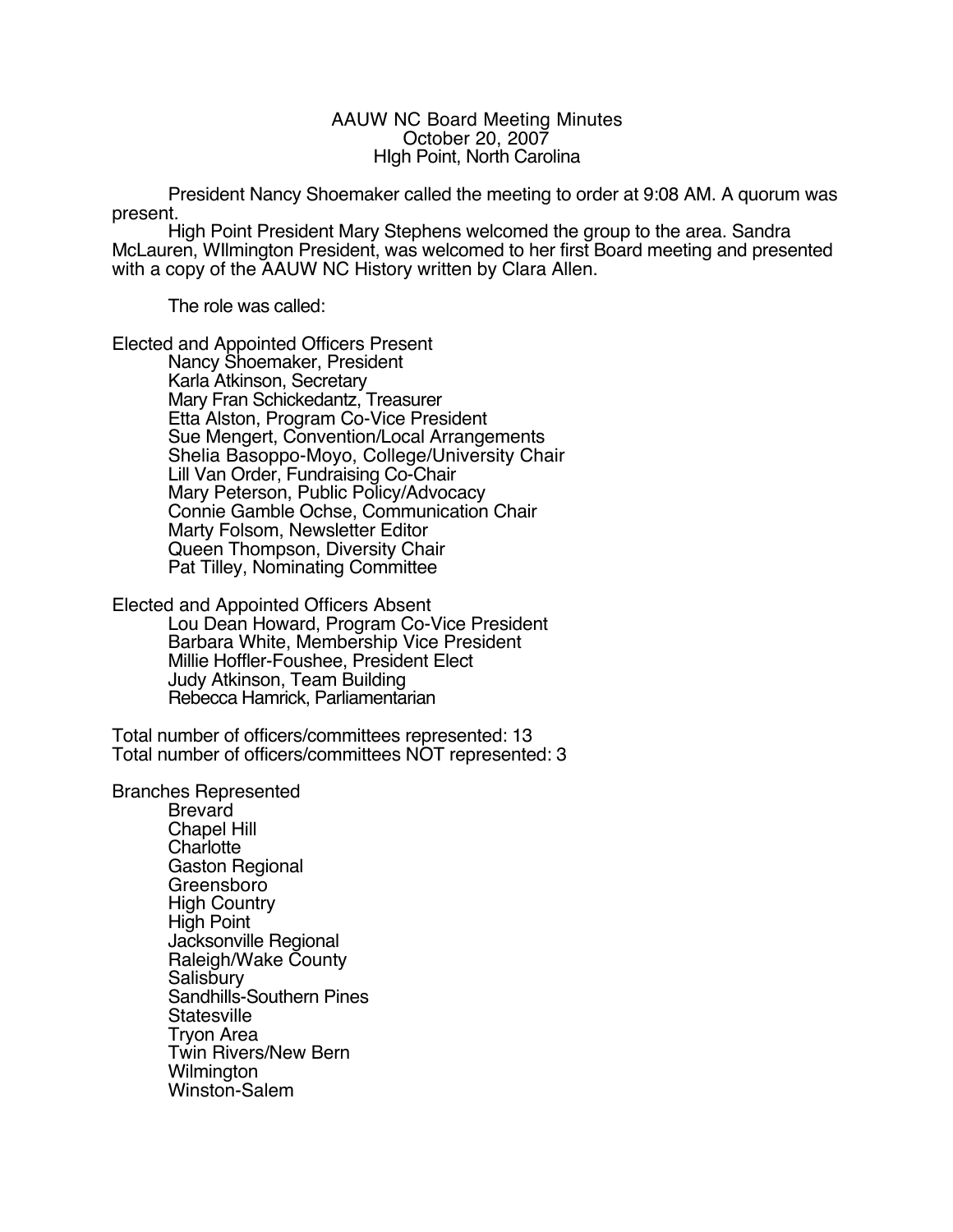# AAUW NC Board Meeting Minutes
## October 20, 2007
## HIgh Point, North Carolina

President Nancy Shoemaker called the meeting to order at 9:08 AM. A quorum was present.

High Point President Mary Stephens welcomed the group to the area. Sandra McLauren, WIlmington President, was welcomed to her first Board meeting and presented with a copy of the AAUW NC History written by Clara Allen.

The role was called:

Elected and Appointed Officers Present

- Nancy Shoemaker, President
- Karla Atkinson, Secretary
- Mary Fran Schickedantz, Treasurer
- Etta Alston, Program Co-Vice President
- Sue Mengert, Convention/Local Arrangements
- Shelia Basoppo-Moyo, College/University Chair
- Lill Van Order, Fundraising Co-Chair
- Mary Peterson, Public Policy/Advocacy
- Connie Gamble Ochse, Communication Chair
- Marty Folsom, Newsletter Editor
- Queen Thompson, Diversity Chair
- Pat Tilley, Nominating Committee

Elected and Appointed Officers Absent

- Lou Dean Howard, Program Co-Vice President
- Barbara White, Membership Vice President
- Millie Hoffler-Foushee, President Elect
- Judy Atkinson, Team Building
- Rebecca Hamrick, Parliamentarian

Total number of officers/committees represented: 13
Total number of officers/committees NOT represented: 3

Branches Represented

- Brevard
- Chapel Hill
- Charlotte
- Gaston Regional
- Greensboro
- High Country
- High Point
- Jacksonville Regional
- Raleigh/Wake County
- Salisbury
- Sandhills-Southern Pines
- Statesville
- Tryon Area
- Twin Rivers/New Bern
- Wilmington
- Winston-Salem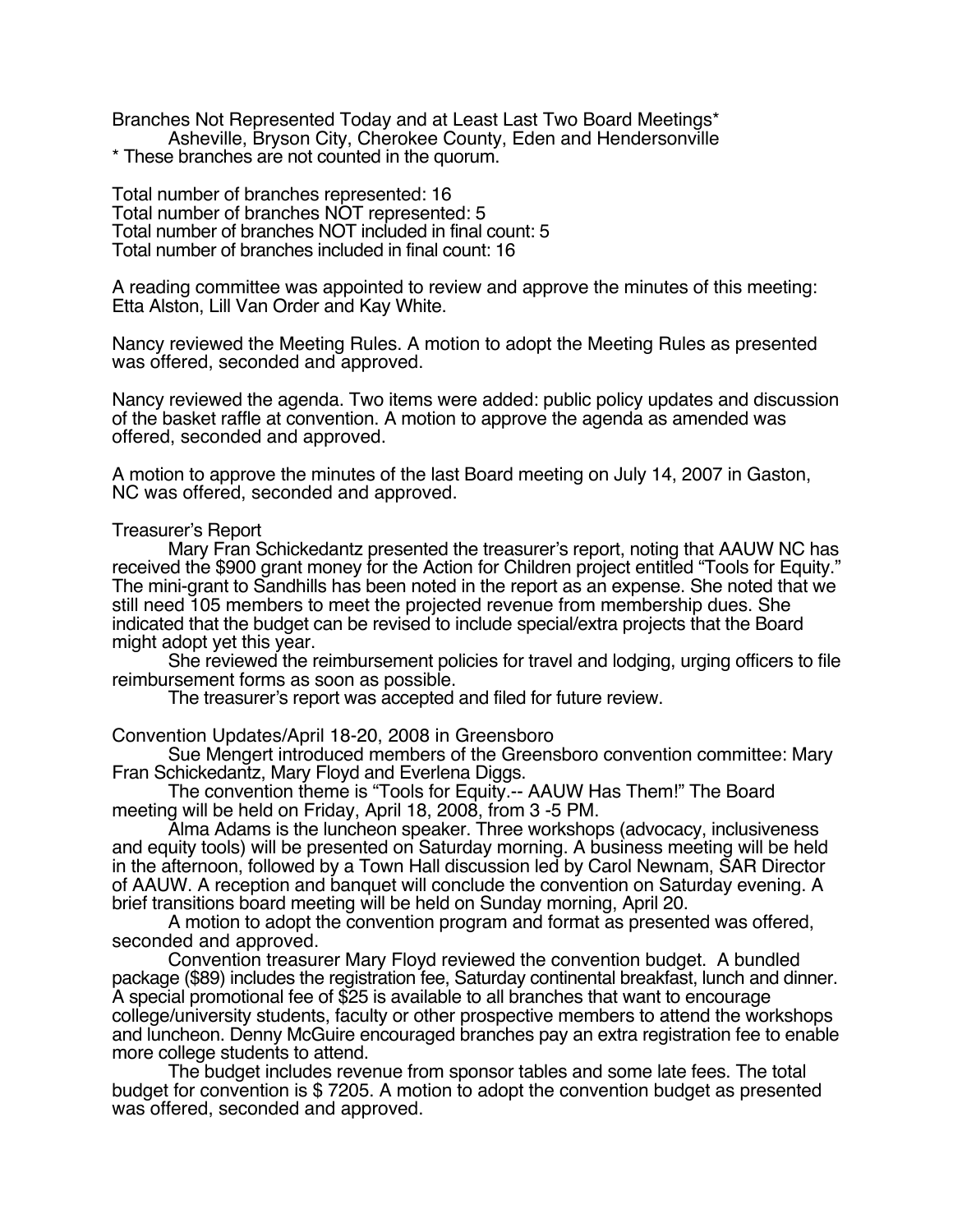Branches Not Represented Today and at Least Last Two Board Meetings*

Asheville, Bryson City, Cherokee County, Eden and Hendersonville

* These branches are not counted in the quorum.

Total number of branches represented: 16
Total number of branches NOT represented: 5
Total number of branches NOT included in final count: 5
Total number of branches included in final count: 16

A reading committee was appointed to review and approve the minutes of this meeting: Etta Alston, Lill Van Order and Kay White.

Nancy reviewed the Meeting Rules. A motion to adopt the Meeting Rules as presented was offered, seconded and approved.

Nancy reviewed the agenda. Two items were added: public policy updates and discussion of the basket raffle at convention. A motion to approve the agenda as amended was offered, seconded and approved.

A motion to approve the minutes of the last Board meeting on July 14, 2007 in Gaston, NC was offered, seconded and approved.

Treasurer's Report

Mary Fran Schickedantz presented the treasurer's report, noting that AAUW NC has received the $900 grant money for the Action for Children project entitled "Tools for Equity." The mini-grant to Sandhills has been noted in the report as an expense. She noted that we still need 105 members to meet the projected revenue from membership dues. She indicated that the budget can be revised to include special/extra projects that the Board might adopt yet this year.

She reviewed the reimbursement policies for travel and lodging, urging officers to file reimbursement forms as soon as possible.

The treasurer's report was accepted and filed for future review.

Convention Updates/April 18-20, 2008 in Greensboro

Sue Mengert introduced members of the Greensboro convention committee: Mary Fran Schickedantz, Mary Floyd and Everlena Diggs.

The convention theme is "Tools for Equity.-- AAUW Has Them!" The Board meeting will be held on Friday, April 18, 2008, from 3 -5 PM.

Alma Adams is the luncheon speaker. Three workshops (advocacy, inclusiveness and equity tools) will be presented on Saturday morning. A business meeting will be held in the afternoon, followed by a Town Hall discussion led by Carol Newnam, SAR Director of AAUW. A reception and banquet will conclude the convention on Saturday evening. A brief transitions board meeting will be held on Sunday morning, April 20.

A motion to adopt the convention program and format as presented was offered, seconded and approved.

Convention treasurer Mary Floyd reviewed the convention budget. A bundled package ($89) includes the registration fee, Saturday continental breakfast, lunch and dinner. A special promotional fee of $25 is available to all branches that want to encourage college/university students, faculty or other prospective members to attend the workshops and luncheon. Denny McGuire encouraged branches pay an extra registration fee to enable more college students to attend.

The budget includes revenue from sponsor tables and some late fees. The total budget for convention is $ 7205. A motion to adopt the convention budget as presented was offered, seconded and approved.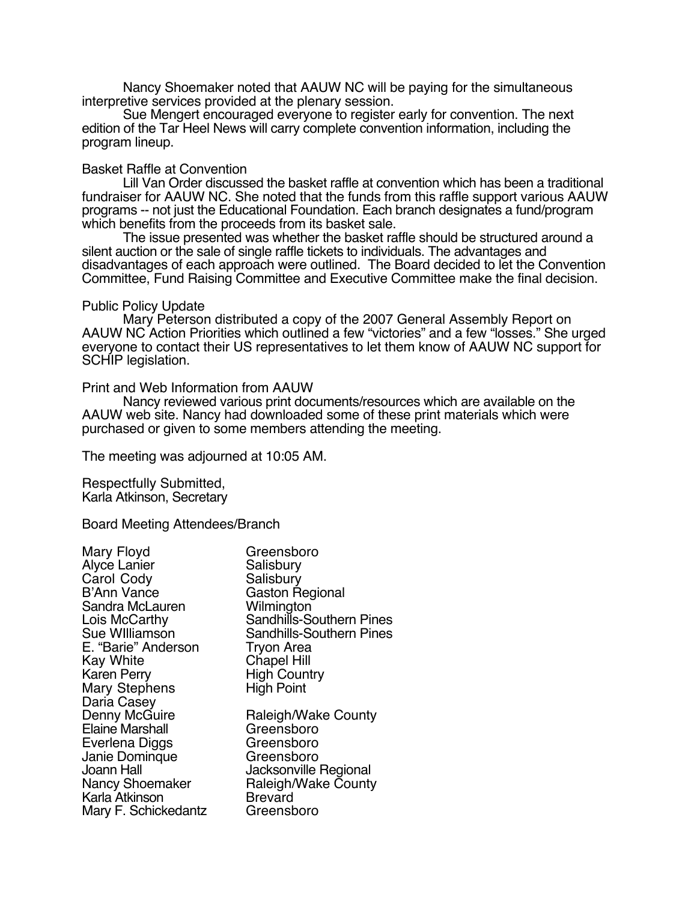Nancy Shoemaker noted that AAUW NC will be paying for the simultaneous interpretive services provided at the plenary session.

Sue Mengert encouraged everyone to register early for convention. The next edition of the Tar Heel News will carry complete convention information, including the program lineup.

Basket Raffle at Convention

Lill Van Order discussed the basket raffle at convention which has been a traditional fundraiser for AAUW NC. She noted that the funds from this raffle support various AAUW programs -- not just the Educational Foundation. Each branch designates a fund/program which benefits from the proceeds from its basket sale.

The issue presented was whether the basket raffle should be structured around a silent auction or the sale of single raffle tickets to individuals. The advantages and disadvantages of each approach were outlined. The Board decided to let the Convention Committee, Fund Raising Committee and Executive Committee make the final decision.

Public Policy Update

Mary Peterson distributed a copy of the 2007 General Assembly Report on AAUW NC Action Priorities which outlined a few "victories" and a few "losses." She urged everyone to contact their US representatives to let them know of AAUW NC support for SCHIP legislation.

Print and Web Information from AAUW

Nancy reviewed various print documents/resources which are available on the AAUW web site. Nancy had downloaded some of these print materials which were purchased or given to some members attending the meeting.

The meeting was adjourned at 10:05 AM.

Respectfully Submitted,
Karla Atkinson, Secretary

Board Meeting Attendees/Branch

| | |
|---|---|
| Mary Floyd | Greensboro |
| Alyce Lanier | Salisbury |
| Carol Cody | Salisbury |
| B'Ann Vance | Gaston Regional |
| Sandra McLauren | Wilmington |
| Lois McCarthy | Sandhills-Southern Pines |
| Sue WIlliamson | Sandhills-Southern Pines |
| E. "Barie" Anderson | Tryon Area |
| Kay White | Chapel Hill |
| Karen Perry | High Country |
| Mary Stephens | High Point |
| Daria Casey | |
| Denny McGuire | Raleigh/Wake County |
| Elaine Marshall | Greensboro |
| Everlena Diggs | Greensboro |
| Janie Dominque | Greensboro |
| Joann Hall | Jacksonville Regional |
| Nancy Shoemaker | Raleigh/Wake County |
| Karla Atkinson | Brevard |
| Mary F. Schickedantz | Greensboro |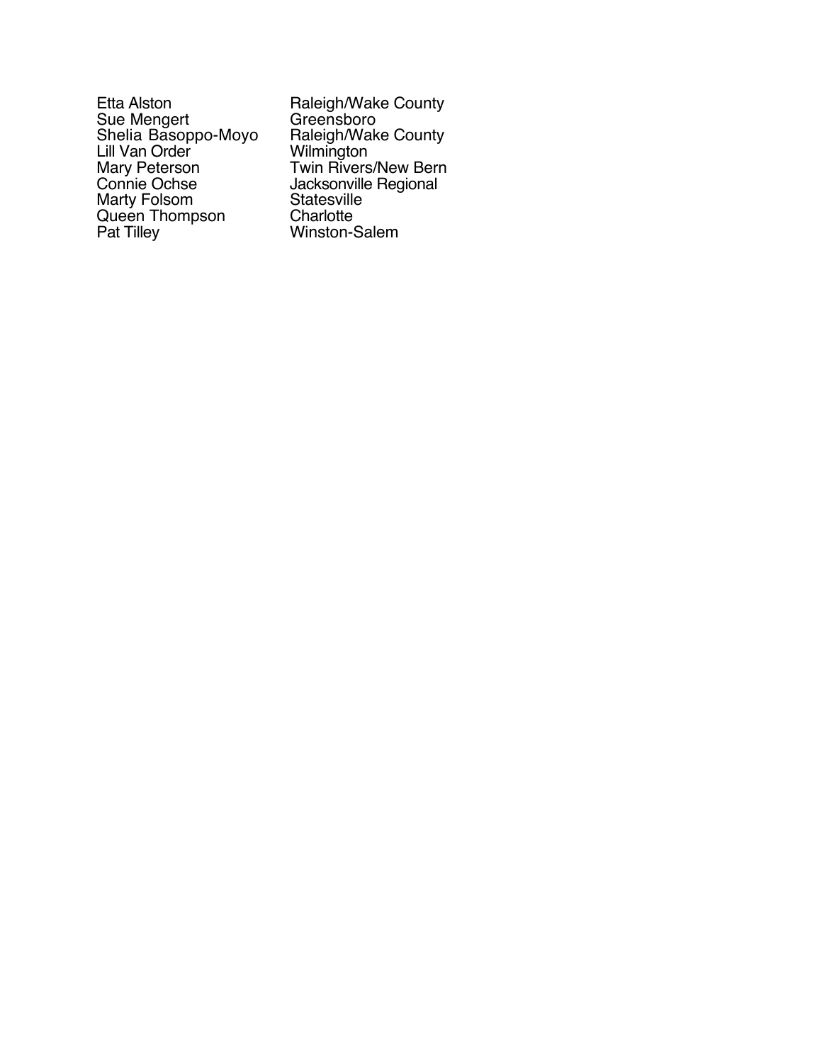| | |
|---|---|
| Etta Alston | Raleigh/Wake County |
| Sue Mengert | Greensboro |
| Shelia Basoppo-Moyo | Raleigh/Wake County |
| Lill Van Order | Wilmington |
| Mary Peterson | Twin Rivers/New Bern |
| Connie Ochse | Jacksonville Regional |
| Marty Folsom | Statesville |
| Queen Thompson | Charlotte |
| Pat Tilley | Winston-Salem |